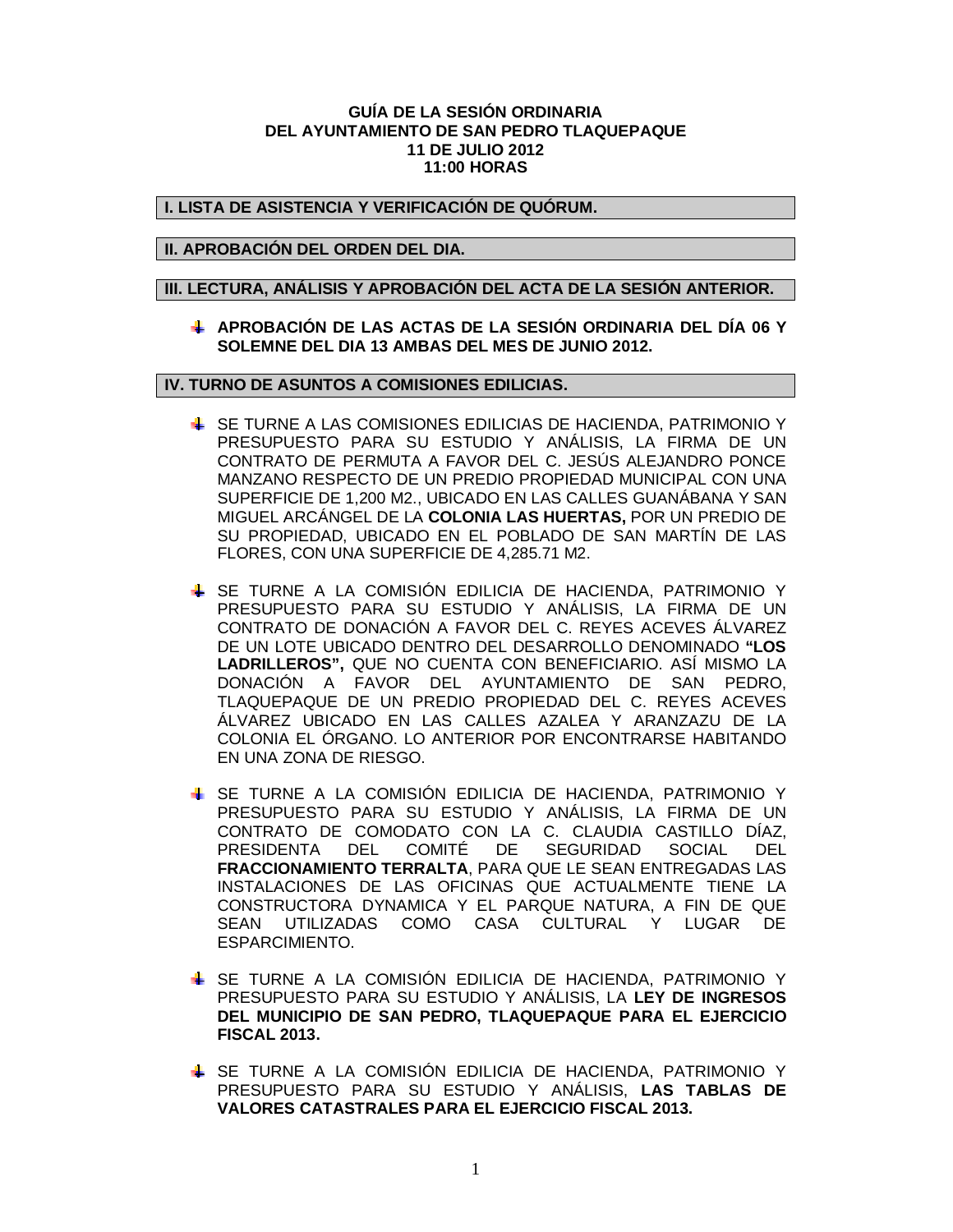**GUÍA DE LA SESIÓN ORDINARIA**
**DEL AYUNTAMIENTO DE SAN PEDRO TLAQUEPAQUE**
**11 DE JULIO 2012**
**11:00 HORAS**

## I. LISTA DE ASISTENCIA Y VERIFICACIÓN DE QUÓRUM.

## II. APROBACIÓN DEL ORDEN DEL DIA.

## III. LECTURA, ANÁLISIS Y APROBACIÓN DEL ACTA DE LA SESIÓN ANTERIOR.

- **APROBACIÓN DE LAS ACTAS DE LA SESIÓN ORDINARIA DEL DÍA 06 Y SOLEMNE DEL DIA 13 AMBAS DEL MES DE JUNIO 2012.**

## IV. TURNO DE ASUNTOS A COMISIONES EDILICIAS.

- SE TURNE A LAS COMISIONES EDILICIAS DE HACIENDA, PATRIMONIO Y PRESUPUESTO PARA SU ESTUDIO Y ANÁLISIS, LA FIRMA DE UN CONTRATO DE PERMUTA A FAVOR DEL C. JESÚS ALEJANDRO PONCE MANZANO RESPECTO DE UN PREDIO PROPIEDAD MUNICIPAL CON UNA SUPERFICIE DE 1,200 M2., UBICADO EN LAS CALLES GUANÁBANA Y SAN MIGUEL ARCÁNGEL DE LA **COLONIA LAS HUERTAS,** POR UN PREDIO DE SU PROPIEDAD, UBICADO EN EL POBLADO DE SAN MARTÍN DE LAS FLORES, CON UNA SUPERFICIE DE 4,285.71 M2.

- SE TURNE A LA COMISIÓN EDILICIA DE HACIENDA, PATRIMONIO Y PRESUPUESTO PARA SU ESTUDIO Y ANÁLISIS, LA FIRMA DE UN CONTRATO DE DONACIÓN A FAVOR DEL C. REYES ACEVES ÁLVAREZ DE UN LOTE UBICADO DENTRO DEL DESARROLLO DENOMINADO **"LOS LADRILLEROS",** QUE NO CUENTA CON BENEFICIARIO. ASÍ MISMO LA DONACIÓN A FAVOR DEL AYUNTAMIENTO DE SAN PEDRO, TLAQUEPAQUE DE UN PREDIO PROPIEDAD DEL C. REYES ACEVES ÁLVAREZ UBICADO EN LAS CALLES AZALEA Y ARANZAZU DE LA COLONIA EL ÓRGANO. LO ANTERIOR POR ENCONTRARSE HABITANDO EN UNA ZONA DE RIESGO.

- SE TURNE A LA COMISIÓN EDILICIA DE HACIENDA, PATRIMONIO Y PRESUPUESTO PARA SU ESTUDIO Y ANÁLISIS, LA FIRMA DE UN CONTRATO DE COMODATO CON LA C. CLAUDIA CASTILLO DÍAZ, PRESIDENTA DEL COMITÉ DE SEGURIDAD SOCIAL DEL **FRACCIONAMIENTO TERRALTA**, PARA QUE LE SEAN ENTREGADAS LAS INSTALACIONES DE LAS OFICINAS QUE ACTUALMENTE TIENE LA CONSTRUCTORA DYNAMICA Y EL PARQUE NATURA, A FIN DE QUE SEAN UTILIZADAS COMO CASA CULTURAL Y LUGAR DE ESPARCIMIENTO.

- SE TURNE A LA COMISIÓN EDILICIA DE HACIENDA, PATRIMONIO Y PRESUPUESTO PARA SU ESTUDIO Y ANÁLISIS, LA **LEY DE INGRESOS DEL MUNICIPIO DE SAN PEDRO, TLAQUEPAQUE PARA EL EJERCICIO FISCAL 2013.**

- SE TURNE A LA COMISIÓN EDILICIA DE HACIENDA, PATRIMONIO Y PRESUPUESTO PARA SU ESTUDIO Y ANÁLISIS, **LAS TABLAS DE VALORES CATASTRALES PARA EL EJERCICIO FISCAL 2013.**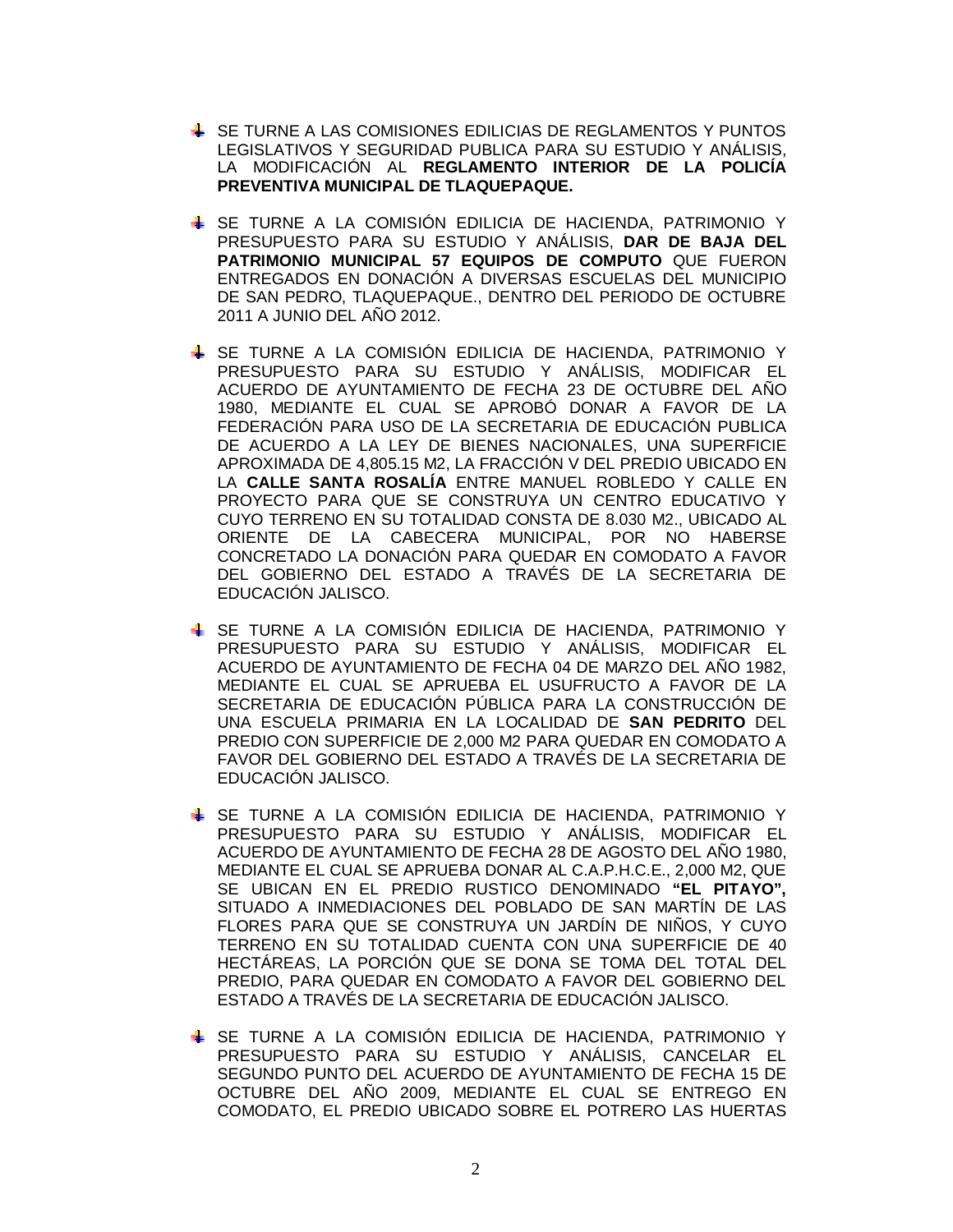- SE TURNE A LAS COMISIONES EDILICIAS DE REGLAMENTOS Y PUNTOS LEGISLATIVOS Y SEGURIDAD PUBLICA PARA SU ESTUDIO Y ANÁLISIS, LA MODIFICACIÓN AL **REGLAMENTO INTERIOR DE LA POLICÍA PREVENTIVA MUNICIPAL DE TLAQUEPAQUE.**

- SE TURNE A LA COMISIÓN EDILICIA DE HACIENDA, PATRIMONIO Y PRESUPUESTO PARA SU ESTUDIO Y ANÁLISIS, **DAR DE BAJA DEL PATRIMONIO MUNICIPAL 57 EQUIPOS DE COMPUTO** QUE FUERON ENTREGADOS EN DONACIÓN A DIVERSAS ESCUELAS DEL MUNICIPIO DE SAN PEDRO, TLAQUEPAQUE., DENTRO DEL PERIODO DE OCTUBRE 2011 A JUNIO DEL AÑO 2012.

- SE TURNE A LA COMISIÓN EDILICIA DE HACIENDA, PATRIMONIO Y PRESUPUESTO PARA SU ESTUDIO Y ANÁLISIS, MODIFICAR EL ACUERDO DE AYUNTAMIENTO DE FECHA 23 DE OCTUBRE DEL AÑO 1980, MEDIANTE EL CUAL SE APROBÓ DONAR A FAVOR DE LA FEDERACIÓN PARA USO DE LA SECRETARIA DE EDUCACIÓN PUBLICA DE ACUERDO A LA LEY DE BIENES NACIONALES, UNA SUPERFICIE APROXIMADA DE 4,805.15 M2, LA FRACCIÓN V DEL PREDIO UBICADO EN LA **CALLE SANTA ROSALÍA** ENTRE MANUEL ROBLEDO Y CALLE EN PROYECTO PARA QUE SE CONSTRUYA UN CENTRO EDUCATIVO Y CUYO TERRENO EN SU TOTALIDAD CONSTA DE 8.030 M2., UBICADO AL ORIENTE DE LA CABECERA MUNICIPAL, POR NO HABERSE CONCRETADO LA DONACIÓN PARA QUEDAR EN COMODATO A FAVOR DEL GOBIERNO DEL ESTADO A TRAVÉS DE LA SECRETARIA DE EDUCACIÓN JALISCO.

- SE TURNE A LA COMISIÓN EDILICIA DE HACIENDA, PATRIMONIO Y PRESUPUESTO PARA SU ESTUDIO Y ANÁLISIS, MODIFICAR EL ACUERDO DE AYUNTAMIENTO DE FECHA 04 DE MARZO DEL AÑO 1982, MEDIANTE EL CUAL SE APRUEBA EL USUFRUCTO A FAVOR DE LA SECRETARIA DE EDUCACIÓN PÚBLICA PARA LA CONSTRUCCIÓN DE UNA ESCUELA PRIMARIA EN LA LOCALIDAD DE **SAN PEDRITO** DEL PREDIO CON SUPERFICIE DE 2,000 M2 PARA QUEDAR EN COMODATO A FAVOR DEL GOBIERNO DEL ESTADO A TRAVÉS DE LA SECRETARIA DE EDUCACIÓN JALISCO.

- SE TURNE A LA COMISIÓN EDILICIA DE HACIENDA, PATRIMONIO Y PRESUPUESTO PARA SU ESTUDIO Y ANÁLISIS, MODIFICAR EL ACUERDO DE AYUNTAMIENTO DE FECHA 28 DE AGOSTO DEL AÑO 1980, MEDIANTE EL CUAL SE APRUEBA DONAR AL C.A.P.H.C.E., 2,000 M2, QUE SE UBICAN EN EL PREDIO RUSTICO DENOMINADO **"EL PITAYO",** SITUADO A INMEDIACIONES DEL POBLADO DE SAN MARTÍN DE LAS FLORES PARA QUE SE CONSTRUYA UN JARDÍN DE NIÑOS, Y CUYO TERRENO EN SU TOTALIDAD CUENTA CON UNA SUPERFICIE DE 40 HECTÁREAS, LA PORCIÓN QUE SE DONA SE TOMA DEL TOTAL DEL PREDIO, PARA QUEDAR EN COMODATO A FAVOR DEL GOBIERNO DEL ESTADO A TRAVÉS DE LA SECRETARIA DE EDUCACIÓN JALISCO.

- SE TURNE A LA COMISIÓN EDILICIA DE HACIENDA, PATRIMONIO Y PRESUPUESTO PARA SU ESTUDIO Y ANÁLISIS, CANCELAR EL SEGUNDO PUNTO DEL ACUERDO DE AYUNTAMIENTO DE FECHA 15 DE OCTUBRE DEL AÑO 2009, MEDIANTE EL CUAL SE ENTREGO EN COMODATO, EL PREDIO UBICADO SOBRE EL POTRERO LAS HUERTAS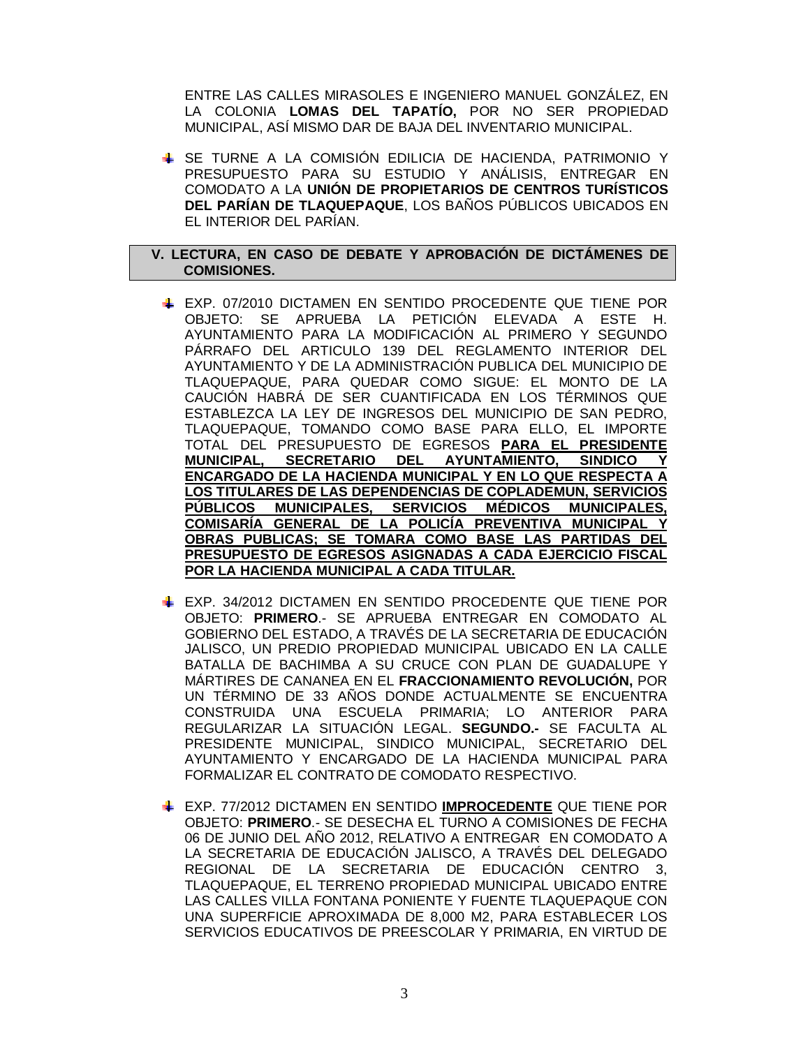ENTRE LAS CALLES MIRASOLES E INGENIERO MANUEL GONZÁLEZ, EN LA COLONIA **LOMAS DEL TAPATÍO,** POR NO SER PROPIEDAD MUNICIPAL, ASÍ MISMO DAR DE BAJA DEL INVENTARIO MUNICIPAL.

- SE TURNE A LA COMISIÓN EDILICIA DE HACIENDA, PATRIMONIO Y PRESUPUESTO PARA SU ESTUDIO Y ANÁLISIS, ENTREGAR EN COMODATO A LA **UNIÓN DE PROPIETARIOS DE CENTROS TURÍSTICOS DEL PARÍAN DE TLAQUEPAQUE**, LOS BAÑOS PÚBLICOS UBICADOS EN EL INTERIOR DEL PARÍAN.

## V. LECTURA, EN CASO DE DEBATE Y APROBACIÓN DE DICTÁMENES DE COMISIONES.

- EXP. 07/2010 DICTAMEN EN SENTIDO PROCEDENTE QUE TIENE POR OBJETO: SE APRUEBA LA PETICIÓN ELEVADA A ESTE H. AYUNTAMIENTO PARA LA MODIFICACIÓN AL PRIMERO Y SEGUNDO PÁRRAFO DEL ARTICULO 139 DEL REGLAMENTO INTERIOR DEL AYUNTAMIENTO Y DE LA ADMINISTRACIÓN PUBLICA DEL MUNICIPIO DE TLAQUEPAQUE, PARA QUEDAR COMO SIGUE: EL MONTO DE LA CAUCIÓN HABRÁ DE SER CUANTIFICADA EN LOS TÉRMINOS QUE ESTABLEZCA LA LEY DE INGRESOS DEL MUNICIPIO DE SAN PEDRO, TLAQUEPAQUE, TOMANDO COMO BASE PARA ELLO, EL IMPORTE TOTAL DEL PRESUPUESTO DE EGRESOS **PARA EL PRESIDENTE MUNICIPAL, SECRETARIO DEL AYUNTAMIENTO, SINDICO Y ENCARGADO DE LA HACIENDA MUNICIPAL Y EN LO QUE RESPECTA A LOS TITULARES DE LAS DEPENDENCIAS DE COPLADEMUN, SERVICIOS PÚBLICOS MUNICIPALES, SERVICIOS MÉDICOS MUNICIPALES, COMISARÍA GENERAL DE LA POLICÍA PREVENTIVA MUNICIPAL Y OBRAS PUBLICAS; SE TOMARA COMO BASE LAS PARTIDAS DEL PRESUPUESTO DE EGRESOS ASIGNADAS A CADA EJERCICIO FISCAL POR LA HACIENDA MUNICIPAL A CADA TITULAR.**

- EXP. 34/2012 DICTAMEN EN SENTIDO PROCEDENTE QUE TIENE POR OBJETO: **PRIMERO**.- SE APRUEBA ENTREGAR EN COMODATO AL GOBIERNO DEL ESTADO, A TRAVÉS DE LA SECRETARIA DE EDUCACIÓN JALISCO, UN PREDIO PROPIEDAD MUNICIPAL UBICADO EN LA CALLE BATALLA DE BACHIMBA A SU CRUCE CON PLAN DE GUADALUPE Y MÁRTIRES DE CANANEA EN EL **FRACCIONAMIENTO REVOLUCIÓN,** POR UN TÉRMINO DE 33 AÑOS DONDE ACTUALMENTE SE ENCUENTRA CONSTRUIDA UNA ESCUELA PRIMARIA; LO ANTERIOR PARA REGULARIZAR LA SITUACIÓN LEGAL. **SEGUNDO.-** SE FACULTA AL PRESIDENTE MUNICIPAL, SINDICO MUNICIPAL, SECRETARIO DEL AYUNTAMIENTO Y ENCARGADO DE LA HACIENDA MUNICIPAL PARA FORMALIZAR EL CONTRATO DE COMODATO RESPECTIVO.

- EXP. 77/2012 DICTAMEN EN SENTIDO **IMPROCEDENTE** QUE TIENE POR OBJETO: **PRIMERO**.- SE DESECHA EL TURNO A COMISIONES DE FECHA 06 DE JUNIO DEL AÑO 2012, RELATIVO A ENTREGAR EN COMODATO A LA SECRETARIA DE EDUCACIÓN JALISCO, A TRAVÉS DEL DELEGADO REGIONAL DE LA SECRETARIA DE EDUCACIÓN CENTRO 3, TLAQUEPAQUE, EL TERRENO PROPIEDAD MUNICIPAL UBICADO ENTRE LAS CALLES VILLA FONTANA PONIENTE Y FUENTE TLAQUEPAQUE CON UNA SUPERFICIE APROXIMADA DE 8,000 M2, PARA ESTABLECER LOS SERVICIOS EDUCATIVOS DE PREESCOLAR Y PRIMARIA, EN VIRTUD DE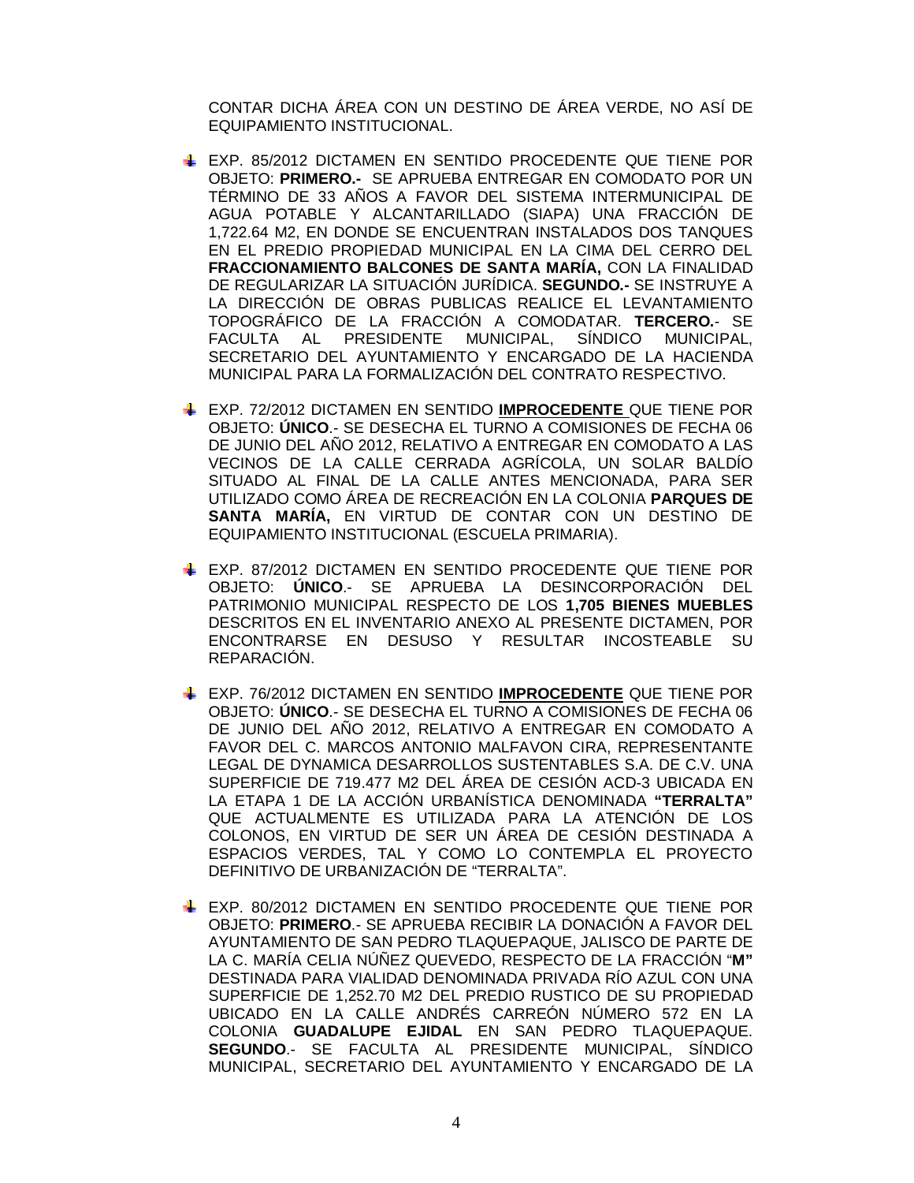CONTAR DICHA ÁREA CON UN DESTINO DE ÁREA VERDE, NO ASÍ DE EQUIPAMIENTO INSTITUCIONAL.

- EXP. 85/2012 DICTAMEN EN SENTIDO PROCEDENTE QUE TIENE POR OBJETO: **PRIMERO.-** SE APRUEBA ENTREGAR EN COMODATO POR UN TÉRMINO DE 33 AÑOS A FAVOR DEL SISTEMA INTERMUNICIPAL DE AGUA POTABLE Y ALCANTARILLADO (SIAPA) UNA FRACCIÓN DE 1,722.64 M2, EN DONDE SE ENCUENTRAN INSTALADOS DOS TANQUES EN EL PREDIO PROPIEDAD MUNICIPAL EN LA CIMA DEL CERRO DEL **FRACCIONAMIENTO BALCONES DE SANTA MARÍA,** CON LA FINALIDAD DE REGULARIZAR LA SITUACIÓN JURÍDICA. **SEGUNDO.-** SE INSTRUYE A LA DIRECCIÓN DE OBRAS PUBLICAS REALICE EL LEVANTAMIENTO TOPOGRÁFICO DE LA FRACCIÓN A COMODATAR. **TERCERO.**- SE FACULTA AL PRESIDENTE MUNICIPAL, SÍNDICO MUNICIPAL, SECRETARIO DEL AYUNTAMIENTO Y ENCARGADO DE LA HACIENDA MUNICIPAL PARA LA FORMALIZACIÓN DEL CONTRATO RESPECTIVO.

- EXP. 72/2012 DICTAMEN EN SENTIDO **IMPROCEDENTE** QUE TIENE POR OBJETO: **ÚNICO**.- SE DESECHA EL TURNO A COMISIONES DE FECHA 06 DE JUNIO DEL AÑO 2012, RELATIVO A ENTREGAR EN COMODATO A LAS VECINOS DE LA CALLE CERRADA AGRÍCOLA, UN SOLAR BALDÍO SITUADO AL FINAL DE LA CALLE ANTES MENCIONADA, PARA SER UTILIZADO COMO ÁREA DE RECREACIÓN EN LA COLONIA **PARQUES DE SANTA MARÍA,** EN VIRTUD DE CONTAR CON UN DESTINO DE EQUIPAMIENTO INSTITUCIONAL (ESCUELA PRIMARIA).

- EXP. 87/2012 DICTAMEN EN SENTIDO PROCEDENTE QUE TIENE POR OBJETO: **ÚNICO**.- SE APRUEBA LA DESINCORPORACIÓN DEL PATRIMONIO MUNICIPAL RESPECTO DE LOS **1,705 BIENES MUEBLES** DESCRITOS EN EL INVENTARIO ANEXO AL PRESENTE DICTAMEN, POR ENCONTRARSE EN DESUSO Y RESULTAR INCOSTEABLE SU REPARACIÓN.

- EXP. 76/2012 DICTAMEN EN SENTIDO **IMPROCEDENTE** QUE TIENE POR OBJETO: **ÚNICO**.- SE DESECHA EL TURNO A COMISIONES DE FECHA 06 DE JUNIO DEL AÑO 2012, RELATIVO A ENTREGAR EN COMODATO A FAVOR DEL C. MARCOS ANTONIO MALFAVON CIRA, REPRESENTANTE LEGAL DE DYNAMICA DESARROLLOS SUSTENTABLES S.A. DE C.V. UNA SUPERFICIE DE 719.477 M2 DEL ÁREA DE CESIÓN ACD-3 UBICADA EN LA ETAPA 1 DE LA ACCIÓN URBANÍSTICA DENOMINADA **"TERRALTA"** QUE ACTUALMENTE ES UTILIZADA PARA LA ATENCIÓN DE LOS COLONOS, EN VIRTUD DE SER UN ÁREA DE CESIÓN DESTINADA A ESPACIOS VERDES, TAL Y COMO LO CONTEMPLA EL PROYECTO DEFINITIVO DE URBANIZACIÓN DE "TERRALTA".

- EXP. 80/2012 DICTAMEN EN SENTIDO PROCEDENTE QUE TIENE POR OBJETO: **PRIMERO**.- SE APRUEBA RECIBIR LA DONACIÓN A FAVOR DEL AYUNTAMIENTO DE SAN PEDRO TLAQUEPAQUE, JALISCO DE PARTE DE LA C. MARÍA CELIA NÚÑEZ QUEVEDO, RESPECTO DE LA FRACCIÓN "**M"** DESTINADA PARA VIALIDAD DENOMINADA PRIVADA RÍO AZUL CON UNA SUPERFICIE DE 1,252.70 M2 DEL PREDIO RUSTICO DE SU PROPIEDAD UBICADO EN LA CALLE ANDRÉS CARREÓN NÚMERO 572 EN LA COLONIA **GUADALUPE EJIDAL** EN SAN PEDRO TLAQUEPAQUE. **SEGUNDO**.- SE FACULTA AL PRESIDENTE MUNICIPAL, SÍNDICO MUNICIPAL, SECRETARIO DEL AYUNTAMIENTO Y ENCARGADO DE LA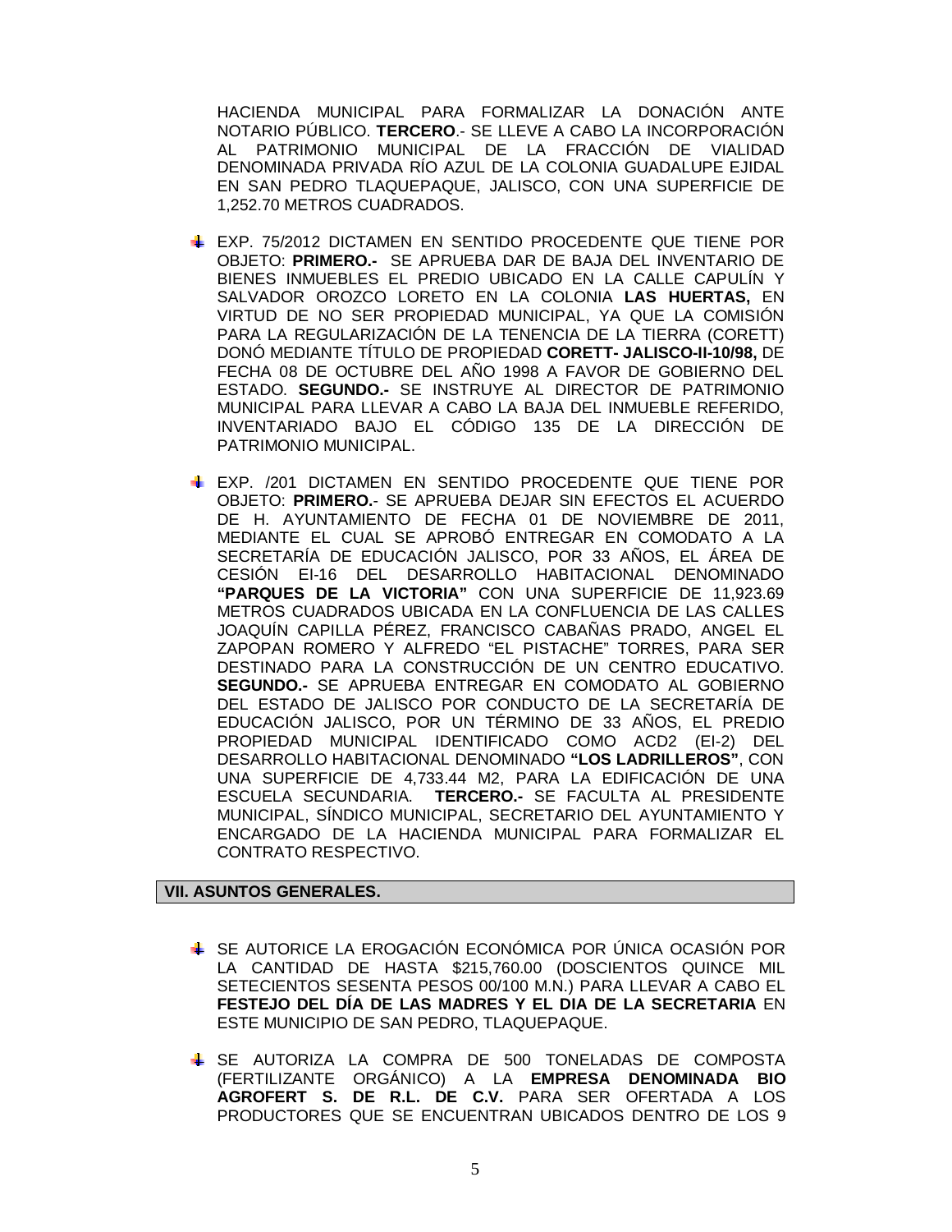HACIENDA MUNICIPAL PARA FORMALIZAR LA DONACIÓN ANTE NOTARIO PÚBLICO. **TERCERO**.- SE LLEVE A CABO LA INCORPORACIÓN AL PATRIMONIO MUNICIPAL DE LA FRACCIÓN DE VIALIDAD DENOMINADA PRIVADA RÍO AZUL DE LA COLONIA GUADALUPE EJIDAL EN SAN PEDRO TLAQUEPAQUE, JALISCO, CON UNA SUPERFICIE DE 1,252.70 METROS CUADRADOS.

- EXP. 75/2012 DICTAMEN EN SENTIDO PROCEDENTE QUE TIENE POR OBJETO: **PRIMERO.-** SE APRUEBA DAR DE BAJA DEL INVENTARIO DE BIENES INMUEBLES EL PREDIO UBICADO EN LA CALLE CAPULÍN Y SALVADOR OROZCO LORETO EN LA COLONIA **LAS HUERTAS,** EN VIRTUD DE NO SER PROPIEDAD MUNICIPAL, YA QUE LA COMISIÓN PARA LA REGULARIZACIÓN DE LA TENENCIA DE LA TIERRA (CORETT) DONÓ MEDIANTE TÍTULO DE PROPIEDAD **CORETT- JALISCO-II-10/98,** DE FECHA 08 DE OCTUBRE DEL AÑO 1998 A FAVOR DE GOBIERNO DEL ESTADO. **SEGUNDO.-** SE INSTRUYE AL DIRECTOR DE PATRIMONIO MUNICIPAL PARA LLEVAR A CABO LA BAJA DEL INMUEBLE REFERIDO, INVENTARIADO BAJO EL CÓDIGO 135 DE LA DIRECCIÓN DE PATRIMONIO MUNICIPAL.

- EXP. /201 DICTAMEN EN SENTIDO PROCEDENTE QUE TIENE POR OBJETO: **PRIMERO.**- SE APRUEBA DEJAR SIN EFECTOS EL ACUERDO DE H. AYUNTAMIENTO DE FECHA 01 DE NOVIEMBRE DE 2011, MEDIANTE EL CUAL SE APROBÓ ENTREGAR EN COMODATO A LA SECRETARÍA DE EDUCACIÓN JALISCO, POR 33 AÑOS, EL ÁREA DE CESIÓN EI-16 DEL DESARROLLO HABITACIONAL DENOMINADO **"PARQUES DE LA VICTORIA"** CON UNA SUPERFICIE DE 11,923.69 METROS CUADRADOS UBICADA EN LA CONFLUENCIA DE LAS CALLES JOAQUÍN CAPILLA PÉREZ, FRANCISCO CABAÑAS PRADO, ANGEL EL ZAPOPAN ROMERO Y ALFREDO "EL PISTACHE" TORRES, PARA SER DESTINADO PARA LA CONSTRUCCIÓN DE UN CENTRO EDUCATIVO. **SEGUNDO.-** SE APRUEBA ENTREGAR EN COMODATO AL GOBIERNO DEL ESTADO DE JALISCO POR CONDUCTO DE LA SECRETARÍA DE EDUCACIÓN JALISCO, POR UN TÉRMINO DE 33 AÑOS, EL PREDIO PROPIEDAD MUNICIPAL IDENTIFICADO COMO ACD2 (EI-2) DEL DESARROLLO HABITACIONAL DENOMINADO **"LOS LADRILLEROS"**, CON UNA SUPERFICIE DE 4,733.44 M2, PARA LA EDIFICACIÓN DE UNA ESCUELA SECUNDARIA. **TERCERO.-** SE FACULTA AL PRESIDENTE MUNICIPAL, SÍNDICO MUNICIPAL, SECRETARIO DEL AYUNTAMIENTO Y ENCARGADO DE LA HACIENDA MUNICIPAL PARA FORMALIZAR EL CONTRATO RESPECTIVO.

## VII. ASUNTOS GENERALES.

- SE AUTORICE LA EROGACIÓN ECONÓMICA POR ÚNICA OCASIÓN POR LA CANTIDAD DE HASTA $215,760.00 (DOSCIENTOS QUINCE MIL SETECIENTOS SESENTA PESOS 00/100 M.N.) PARA LLEVAR A CABO EL **FESTEJO DEL DÍA DE LAS MADRES Y EL DIA DE LA SECRETARIA** EN ESTE MUNICIPIO DE SAN PEDRO, TLAQUEPAQUE.

- SE AUTORIZA LA COMPRA DE 500 TONELADAS DE COMPOSTA (FERTILIZANTE ORGÁNICO) A LA **EMPRESA DENOMINADA BIO AGROFERT S. DE R.L. DE C.V.** PARA SER OFERTADA A LOS PRODUCTORES QUE SE ENCUENTRAN UBICADOS DENTRO DE LOS 9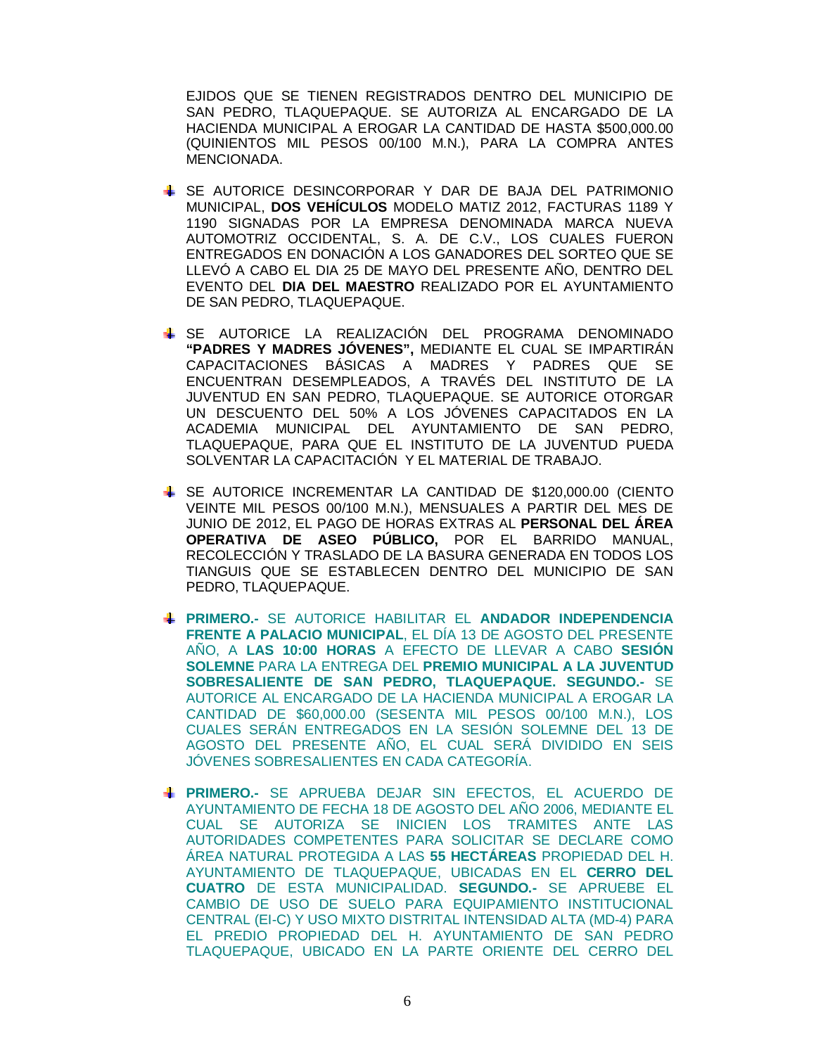EJIDOS QUE SE TIENEN REGISTRADOS DENTRO DEL MUNICIPIO DE SAN PEDRO, TLAQUEPAQUE. SE AUTORIZA AL ENCARGADO DE LA HACIENDA MUNICIPAL A EROGAR LA CANTIDAD DE HASTA $500,000.00 (QUINIENTOS MIL PESOS 00/100 M.N.), PARA LA COMPRA ANTES MENCIONADA.

- SE AUTORICE DESINCORPORAR Y DAR DE BAJA DEL PATRIMONIO MUNICIPAL, **DOS VEHÍCULOS** MODELO MATIZ 2012, FACTURAS 1189 Y 1190 SIGNADAS POR LA EMPRESA DENOMINADA MARCA NUEVA AUTOMOTRIZ OCCIDENTAL, S. A. DE C.V., LOS CUALES FUERON ENTREGADOS EN DONACIÓN A LOS GANADORES DEL SORTEO QUE SE LLEVÓ A CABO EL DIA 25 DE MAYO DEL PRESENTE AÑO, DENTRO DEL EVENTO DEL **DIA DEL MAESTRO** REALIZADO POR EL AYUNTAMIENTO DE SAN PEDRO, TLAQUEPAQUE.

- SE AUTORICE LA REALIZACIÓN DEL PROGRAMA DENOMINADO **"PADRES Y MADRES JÓVENES",** MEDIANTE EL CUAL SE IMPARTIRÁN CAPACITACIONES BÁSICAS A MADRES Y PADRES QUE SE ENCUENTRAN DESEMPLEADOS, A TRAVÉS DEL INSTITUTO DE LA JUVENTUD EN SAN PEDRO, TLAQUEPAQUE. SE AUTORICE OTORGAR UN DESCUENTO DEL 50% A LOS JÓVENES CAPACITADOS EN LA ACADEMIA MUNICIPAL DEL AYUNTAMIENTO DE SAN PEDRO, TLAQUEPAQUE, PARA QUE EL INSTITUTO DE LA JUVENTUD PUEDA SOLVENTAR LA CAPACITACIÓN Y EL MATERIAL DE TRABAJO.

- SE AUTORICE INCREMENTAR LA CANTIDAD DE $120,000.00 (CIENTO VEINTE MIL PESOS 00/100 M.N.), MENSUALES A PARTIR DEL MES DE JUNIO DE 2012, EL PAGO DE HORAS EXTRAS AL **PERSONAL DEL ÁREA OPERATIVA DE ASEO PÚBLICO,** POR EL BARRIDO MANUAL, RECOLECCIÓN Y TRASLADO DE LA BASURA GENERADA EN TODOS LOS TIANGUIS QUE SE ESTABLECEN DENTRO DEL MUNICIPIO DE SAN PEDRO, TLAQUEPAQUE.

- **PRIMERO.-** SE AUTORICE HABILITAR EL **ANDADOR INDEPENDENCIA FRENTE A PALACIO MUNICIPAL**, EL DÍA 13 DE AGOSTO DEL PRESENTE AÑO, A **LAS 10:00 HORAS** A EFECTO DE LLEVAR A CABO **SESIÓN SOLEMNE** PARA LA ENTREGA DEL **PREMIO MUNICIPAL A LA JUVENTUD SOBRESALIENTE DE SAN PEDRO, TLAQUEPAQUE. SEGUNDO.-** SE AUTORICE AL ENCARGADO DE LA HACIENDA MUNICIPAL A EROGAR LA CANTIDAD DE $60,000.00 (SESENTA MIL PESOS 00/100 M.N.), LOS CUALES SERÁN ENTREGADOS EN LA SESIÓN SOLEMNE DEL 13 DE AGOSTO DEL PRESENTE AÑO, EL CUAL SERÁ DIVIDIDO EN SEIS JÓVENES SOBRESALIENTES EN CADA CATEGORÍA.

- **PRIMERO.-** SE APRUEBA DEJAR SIN EFECTOS, EL ACUERDO DE AYUNTAMIENTO DE FECHA 18 DE AGOSTO DEL AÑO 2006, MEDIANTE EL CUAL SE AUTORIZA SE INICIEN LOS TRAMITES ANTE LAS AUTORIDADES COMPETENTES PARA SOLICITAR SE DECLARE COMO ÁREA NATURAL PROTEGIDA A LAS **55 HECTÁREAS** PROPIEDAD DEL H. AYUNTAMIENTO DE TLAQUEPAQUE, UBICADAS EN EL **CERRO DEL CUATRO** DE ESTA MUNICIPALIDAD. **SEGUNDO.-** SE APRUEBE EL CAMBIO DE USO DE SUELO PARA EQUIPAMIENTO INSTITUCIONAL CENTRAL (EI-C) Y USO MIXTO DISTRITAL INTENSIDAD ALTA (MD-4) PARA EL PREDIO PROPIEDAD DEL H. AYUNTAMIENTO DE SAN PEDRO TLAQUEPAQUE, UBICADO EN LA PARTE ORIENTE DEL CERRO DEL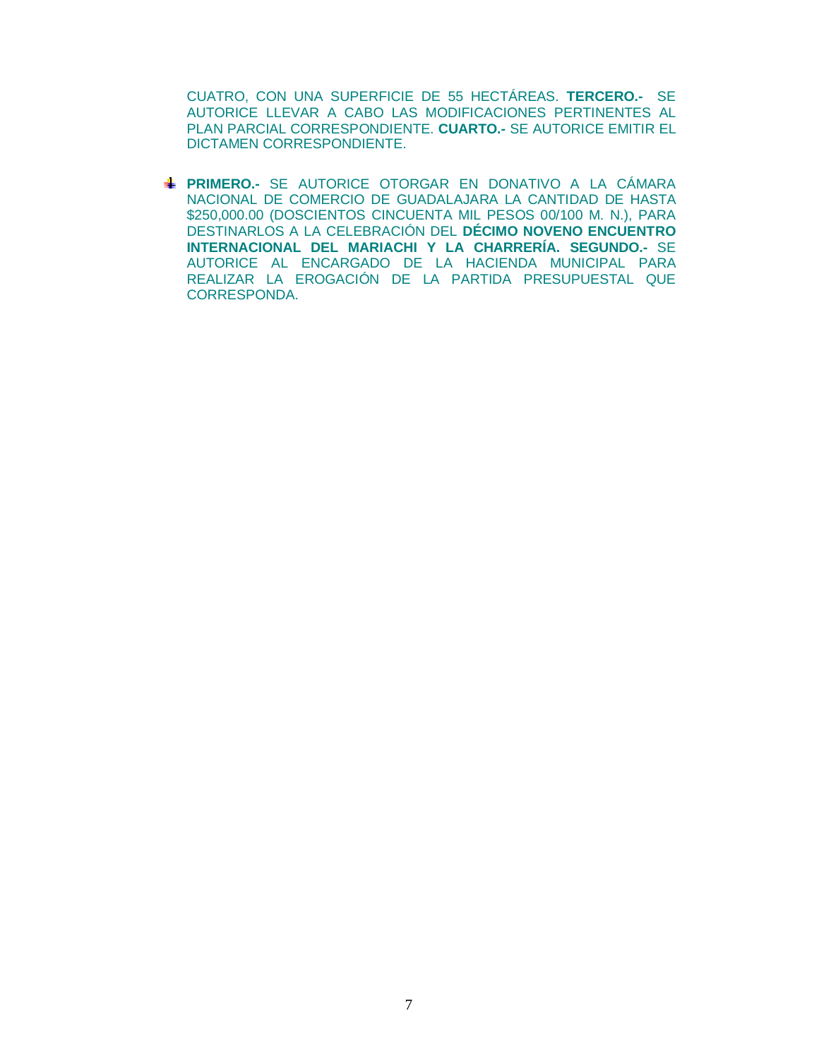CUATRO, CON UNA SUPERFICIE DE 55 HECTÁREAS. **TERCERO.-** SE AUTORICE LLEVAR A CABO LAS MODIFICACIONES PERTINENTES AL PLAN PARCIAL CORRESPONDIENTE. **CUARTO.-** SE AUTORICE EMITIR EL DICTAMEN CORRESPONDIENTE.

- **PRIMERO.-** SE AUTORICE OTORGAR EN DONATIVO A LA CÁMARA NACIONAL DE COMERCIO DE GUADALAJARA LA CANTIDAD DE HASTA $250,000.00 (DOSCIENTOS CINCUENTA MIL PESOS 00/100 M. N.), PARA DESTINARLOS A LA CELEBRACIÓN DEL **DÉCIMO NOVENO ENCUENTRO INTERNACIONAL DEL MARIACHI Y LA CHARRERÍA. SEGUNDO.-** SE AUTORICE AL ENCARGADO DE LA HACIENDA MUNICIPAL PARA REALIZAR LA EROGACIÓN DE LA PARTIDA PRESUPUESTAL QUE CORRESPONDA.